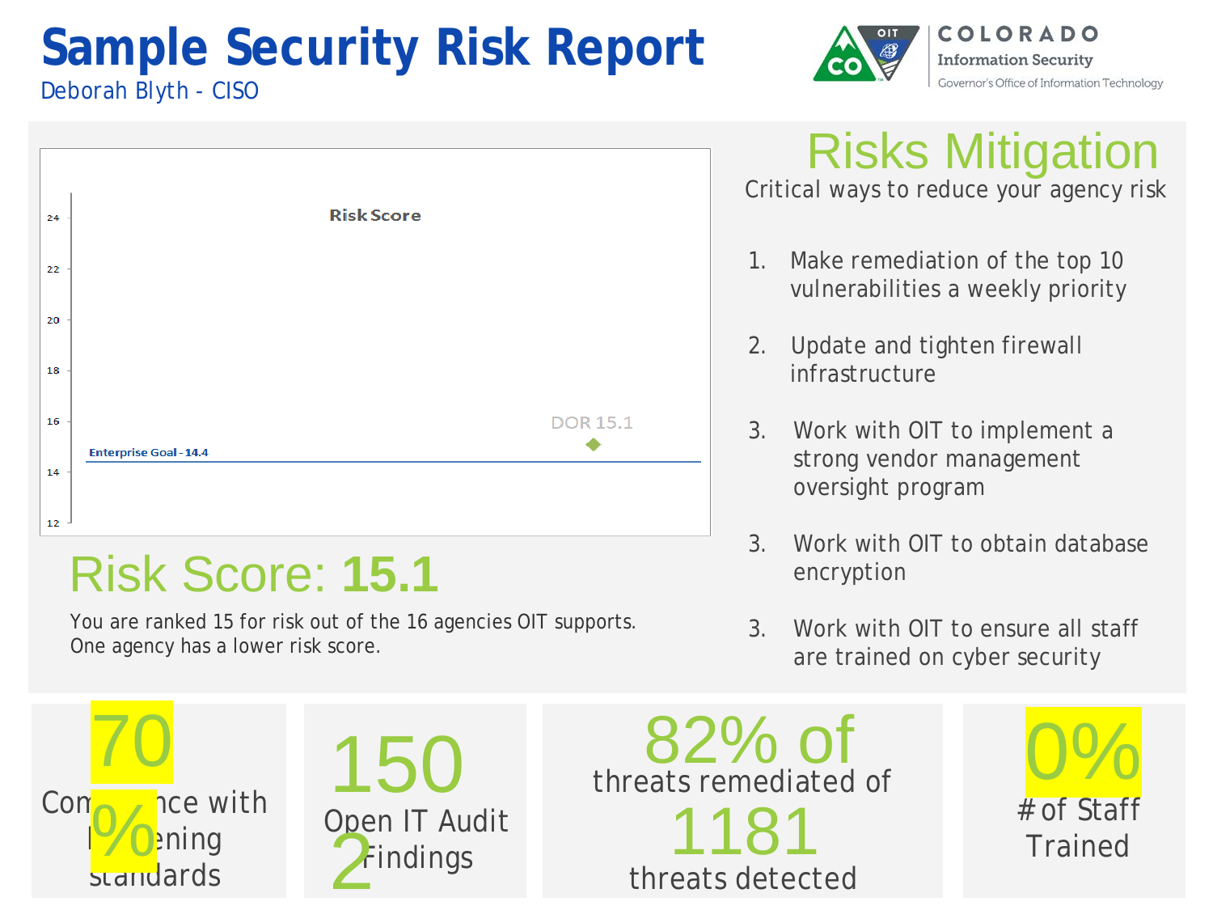# Sample Security Risk Report

Deborah Blyth - CISO

COLORADO
Information Security
Governor's Office of Information Technology

**Risk Score**

Enterprise Goal - 14.4

DOR 15.1

## Risk Score: **15.1**

You are ranked 15 for risk out of the 16 agencies OIT supports.
One agency has a lower risk score.

## Risks Mitigation

Critical ways to reduce your agency risk

1. Make remediation of the top 10 vulnerabilities a weekly priority
2. Update and tighten firewall infrastructure
3. Work with OIT to implement a strong vendor management oversight program
3. Work with OIT to obtain database encryption
3. Work with OIT to ensure all staff are trained on cyber security

**70%** Compliance with hardening standards

**150** Open IT Audit Findings **2**

**82% of** threats remediated of **1181** threats detected

**0%** # of Staff Trained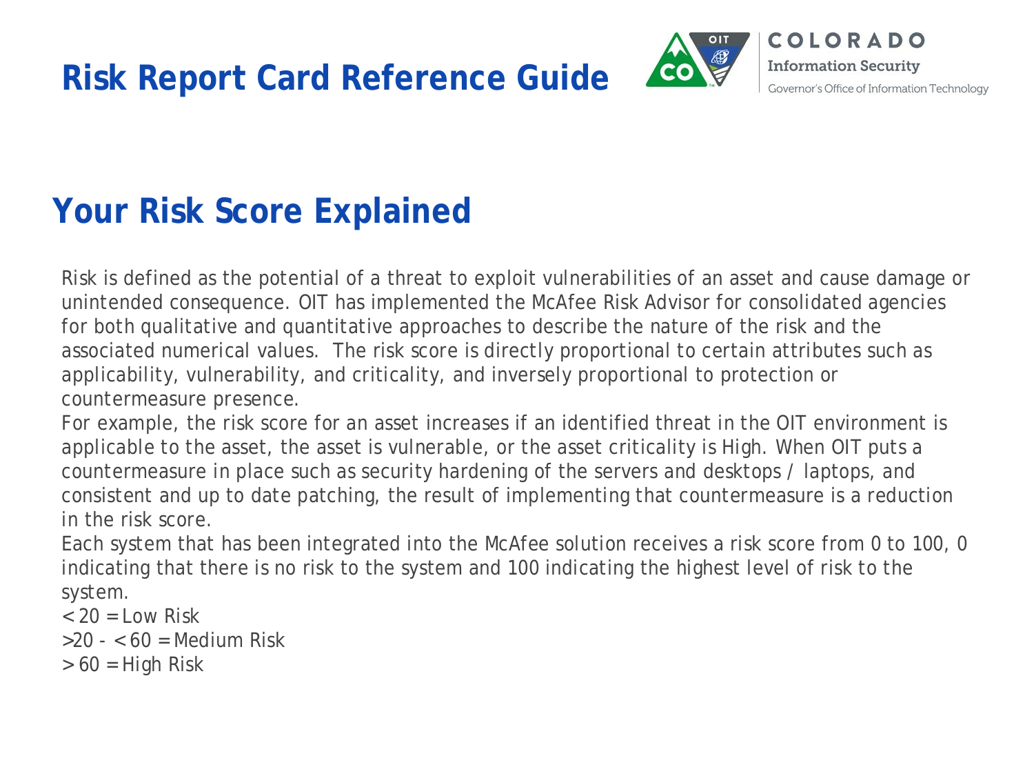# Risk Report Card Reference Guide

## Your Risk Score Explained

Risk is defined as the potential of a threat to exploit vulnerabilities of an asset and cause damage or unintended consequence. OIT has implemented the McAfee Risk Advisor for consolidated agencies for both qualitative and quantitative approaches to describe the nature of the risk and the associated numerical values. The risk score is directly proportional to certain attributes such as applicability, vulnerability, and criticality, and inversely proportional to protection or countermeasure presence.

For example, the risk score for an asset increases if an identified threat in the OIT environment is applicable to the asset, the asset is vulnerable, or the asset criticality is High. When OIT puts a countermeasure in place such as security hardening of the servers and desktops / laptops, and consistent and up to date patching, the result of implementing that countermeasure is a reduction in the risk score.

Each system that has been integrated into the McAfee solution receives a risk score from 0 to 100, 0 indicating that there is no risk to the system and 100 indicating the highest level of risk to the system.

< 20 = Low Risk

>20 - < 60 = Medium Risk

> 60 = High Risk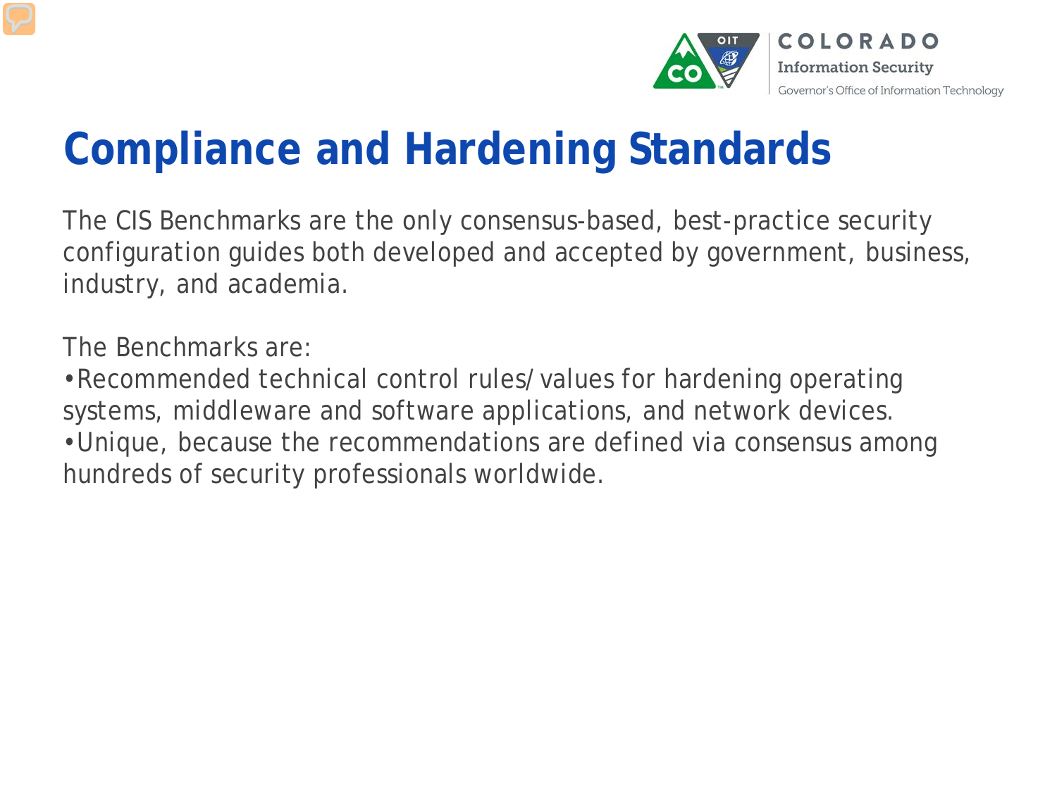# Compliance and Hardening Standards

The CIS Benchmarks are the only consensus-based, best-practice security configuration guides both developed and accepted by government, business, industry, and academia.

The Benchmarks are:

- Recommended technical control rules/values for hardening operating systems, middleware and software applications, and network devices.
- Unique, because the recommendations are defined via consensus among hundreds of security professionals worldwide.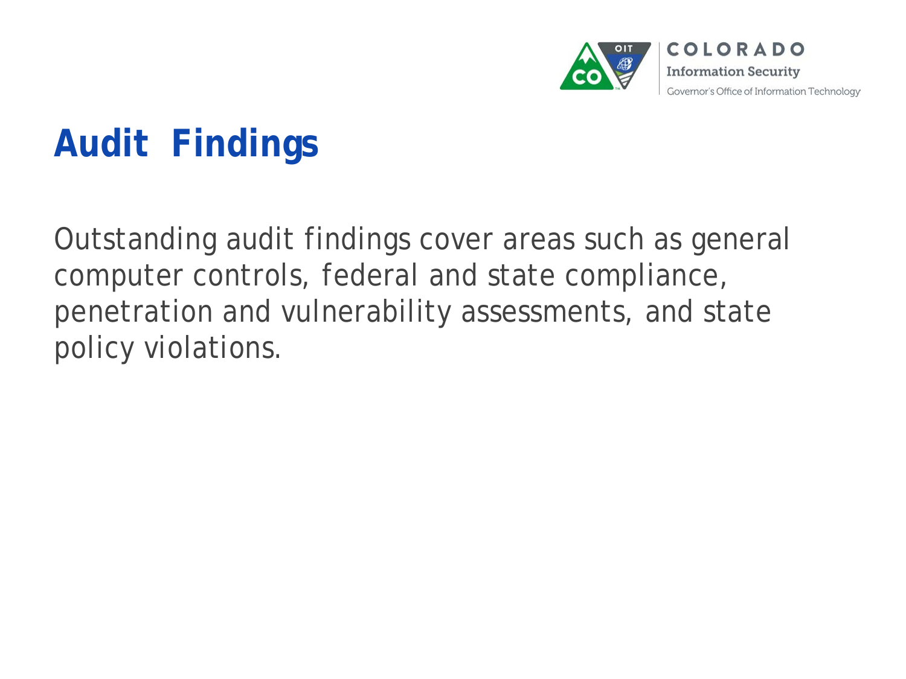# Audit Findings

Outstanding audit findings cover areas such as general computer controls, federal and state compliance, penetration and vulnerability assessments, and state policy violations.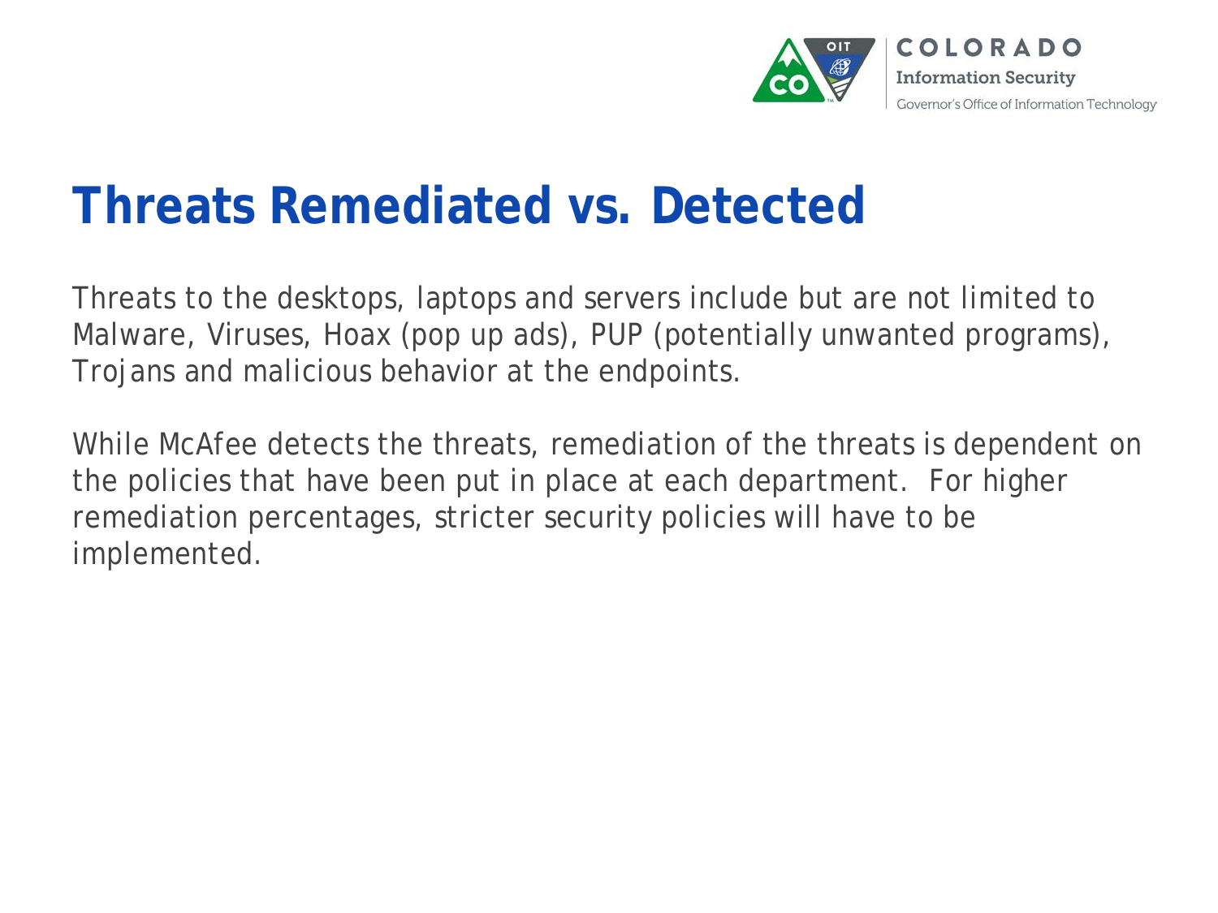# Threats Remediated vs. Detected

Threats to the desktops, laptops and servers include but are not limited to Malware, Viruses, Hoax (pop up ads), PUP (potentially unwanted programs), Trojans and malicious behavior at the endpoints.

While McAfee detects the threats, remediation of the threats is dependent on the policies that have been put in place at each department. For higher remediation percentages, stricter security policies will have to be implemented.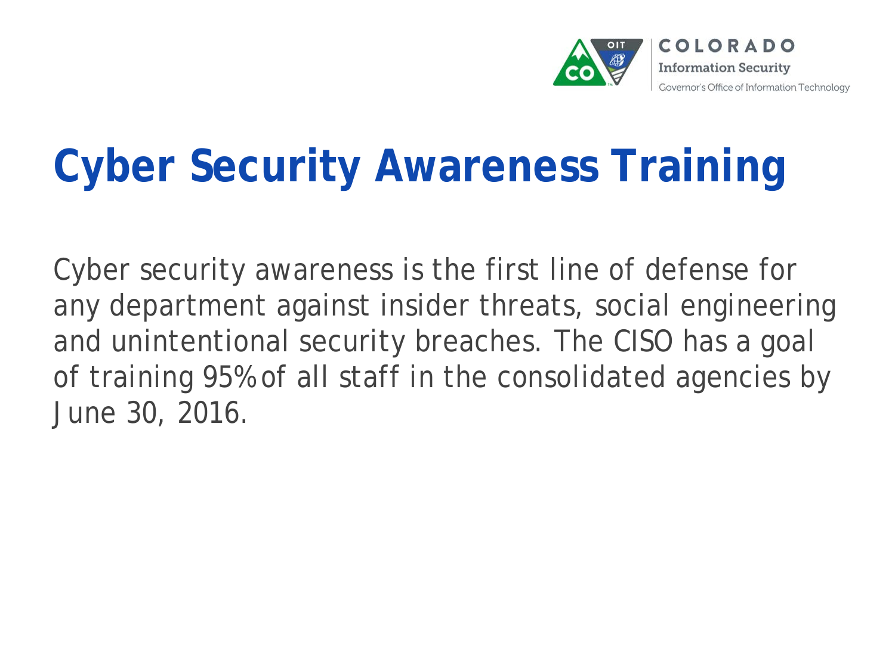# Cyber Security Awareness Training

Cyber security awareness is the first line of defense for any department against insider threats, social engineering and unintentional security breaches. The CISO has a goal of training 95% of all staff in the consolidated agencies by June 30, 2016.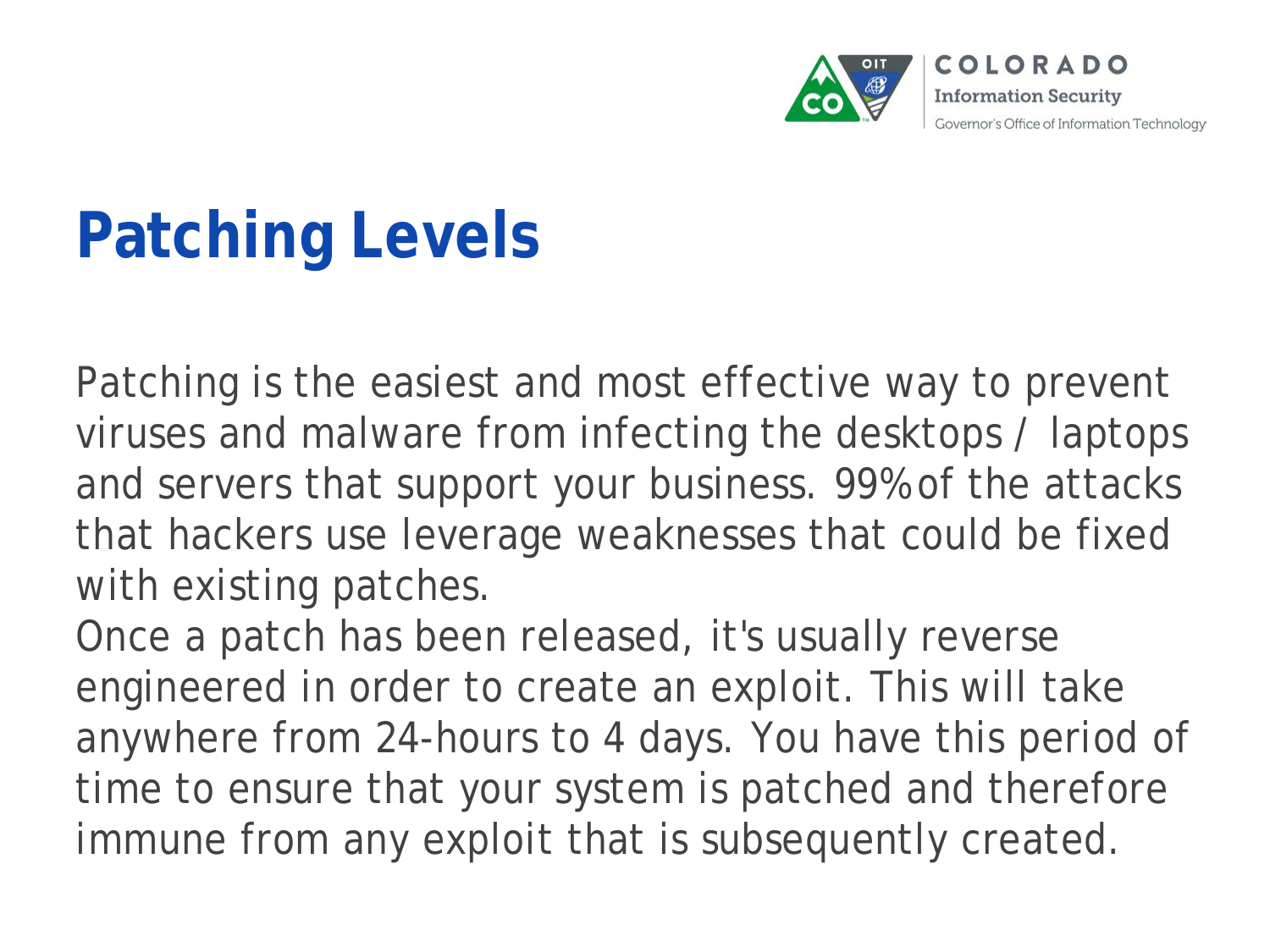# Patching Levels

Patching is the easiest and most effective way to prevent viruses and malware from infecting the desktops / laptops and servers that support your business. 99% of the attacks that hackers use leverage weaknesses that could be fixed with existing patches.

Once a patch has been released, it's usually reverse engineered in order to create an exploit. This will take anywhere from 24-hours to 4 days. You have this period of time to ensure that your system is patched and therefore immune from any exploit that is subsequently created.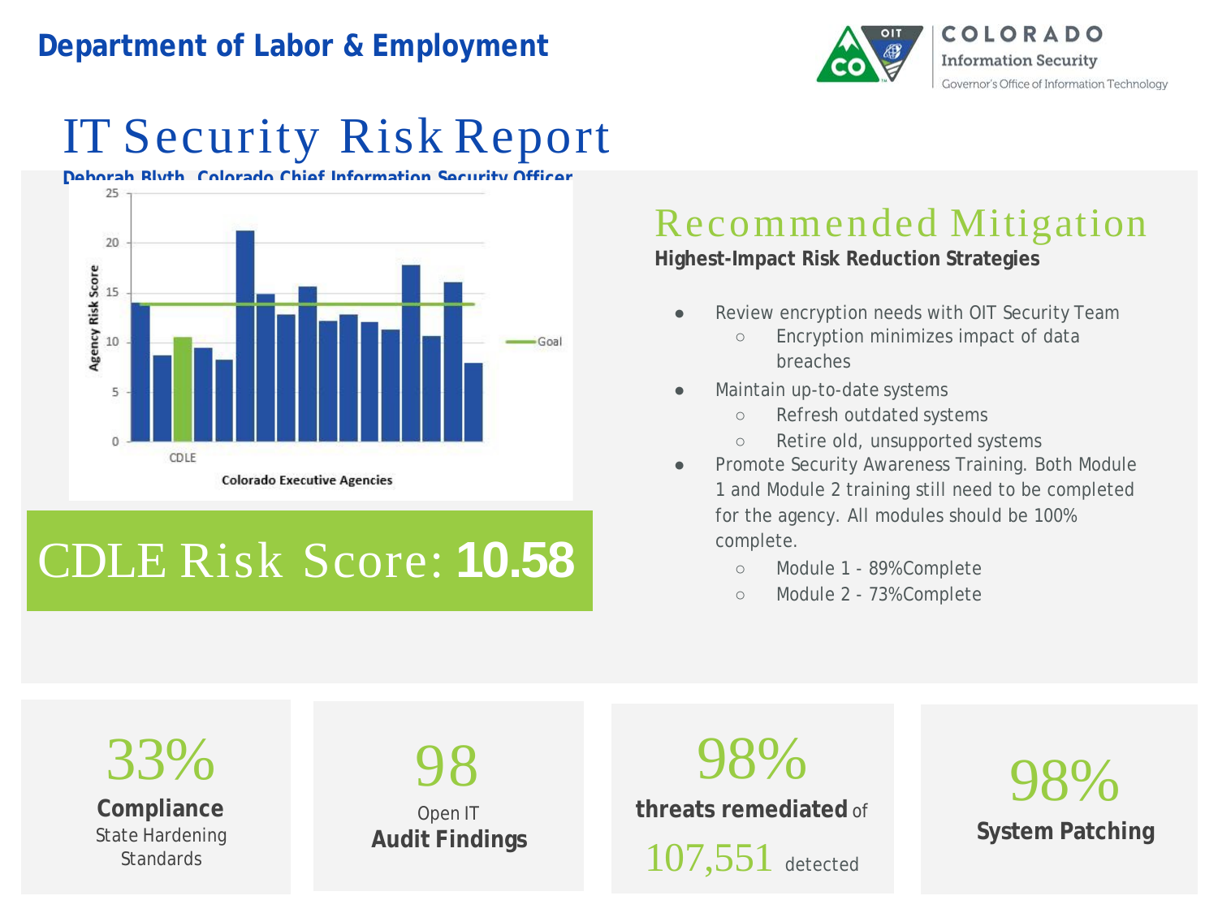**Department of Labor & Employment**

COLORADO
Information Security
Governor's Office of Information Technology

# IT Security Risk Report

**Deborah Blyth, Colorado Chief Information Security Officer**

Agency Risk Score

Goal

CDLE

**Colorado Executive Agencies**

# CDLE Risk Score: **10.58**

## Recommended Mitigation

**Highest-Impact Risk Reduction Strategies**

- Review encryption needs with OIT Security Team
  - Encryption minimizes impact of data breaches
- Maintain up-to-date systems
  - Refresh outdated systems
  - Retire old, unsupported systems
- Promote Security Awareness Training. Both Module 1 and Module 2 training still need to be completed for the agency. All modules should be 100% complete.
  - Module 1 - 89%Complete
  - Module 2 - 73%Complete

33%
**Compliance**
State Hardening Standards

98
Open IT
**Audit Findings**

98%
**threats remediated** of
107,551 detected

98%
**System Patching**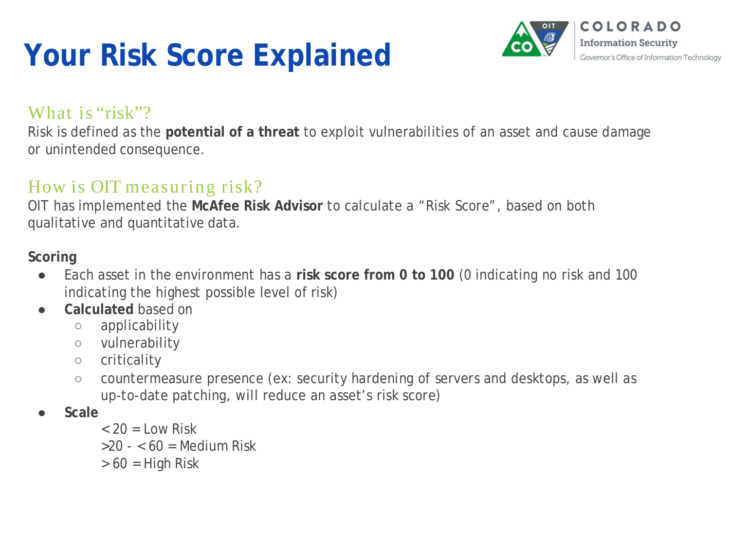# Your Risk Score Explained

## What is "risk"?

Risk is defined as the **potential of a threat** to exploit vulnerabilities of an asset and cause damage or unintended consequence.

## How is OIT measuring risk?

OIT has implemented the **McAfee Risk Advisor** to calculate a "Risk Score", based on both qualitative and quantitative data.

**Scoring**

- Each asset in the environment has a **risk score from 0 to 100** (0 indicating no risk and 100 indicating the highest possible level of risk)
- **Calculated** based on
  - applicability
  - vulnerability
  - criticality
  - countermeasure presence (ex: security hardening of servers and desktops, as well as up-to-date patching, will reduce an asset's risk score)
- **Scale**

  < 20 = Low Risk
  
  >20 - < 60 = Medium Risk
  
  > 60 = High Risk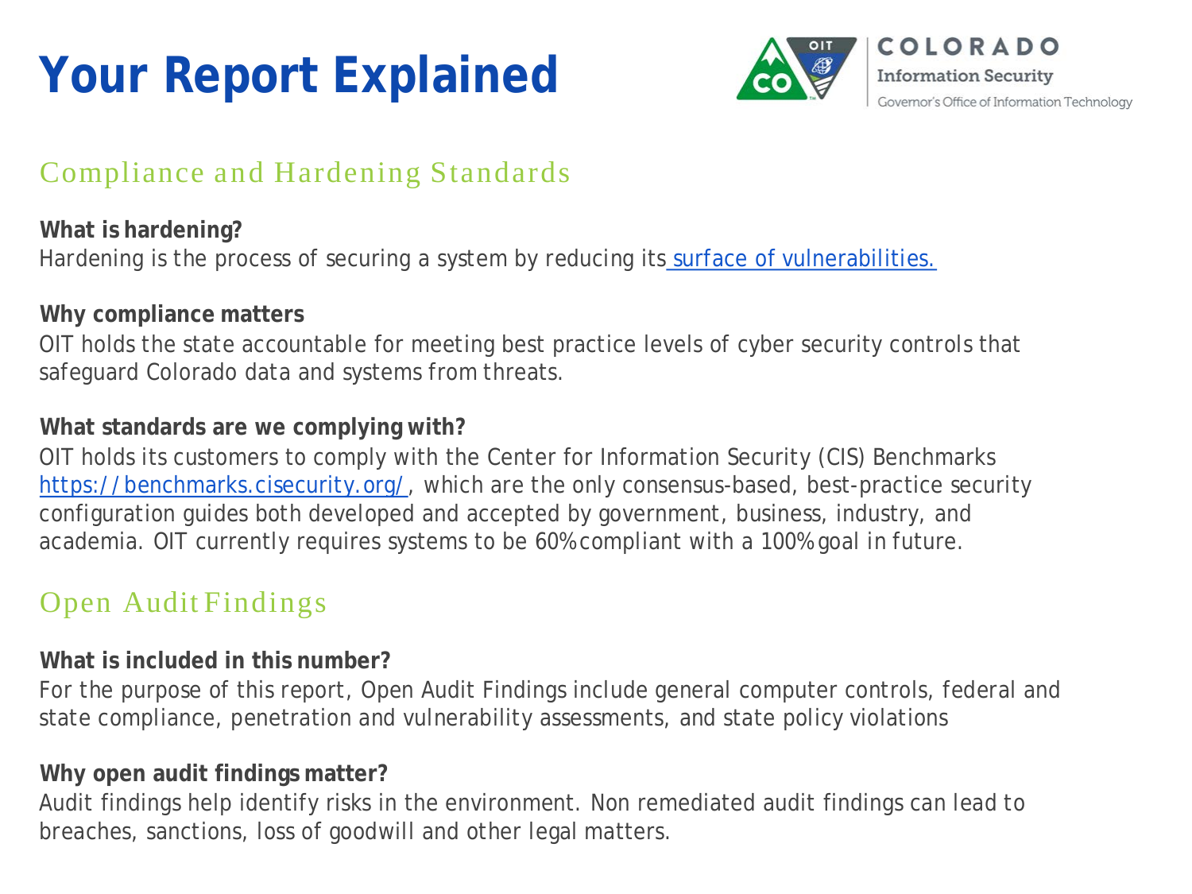# Your Report Explained

## Compliance and Hardening Standards

**What is hardening?**
Hardening is the process of securing a system by reducing its surface of vulnerabilities.

**Why compliance matters**
OIT holds the state accountable for meeting best practice levels of cyber security controls that safeguard Colorado data and systems from threats.

**What standards are we complying with?**
OIT holds its customers to comply with the Center for Information Security (CIS) Benchmarks https://benchmarks.cisecurity.org/, which are the only consensus-based, best-practice security configuration guides both developed and accepted by government, business, industry, and academia. OIT currently requires systems to be 60% compliant with a 100% goal in future.

## Open Audit Findings

**What is included in this number?**
For the purpose of this report, Open Audit Findings include general computer controls, federal and state compliance, penetration and vulnerability assessments, and state policy violations

**Why open audit findings matter?**
Audit findings help identify risks in the environment. Non remediated audit findings can lead to breaches, sanctions, loss of goodwill and other legal matters.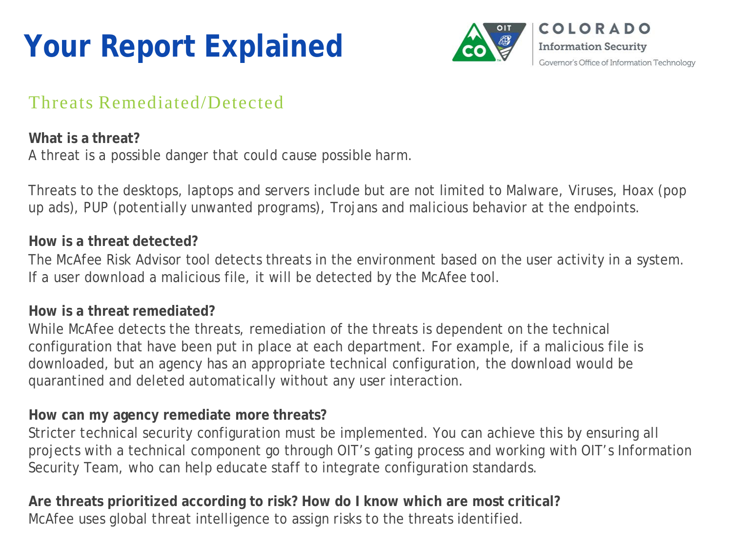# Your Report Explained

COLORADO
Information Security
Governor's Office of Information Technology

## Threats Remediated/Detected

**What is a threat?**
A threat is a possible danger that could cause possible harm.

Threats to the desktops, laptops and servers include but are not limited to Malware, Viruses, Hoax (pop up ads), PUP (potentially unwanted programs), Trojans and malicious behavior at the endpoints.

**How is a threat detected?**
The McAfee Risk Advisor tool detects threats in the environment based on the user activity in a system. If a user download a malicious file, it will be detected by the McAfee tool.

**How is a threat remediated?**
While McAfee detects the threats, remediation of the threats is dependent on the technical configuration that have been put in place at each department. For example, if a malicious file is downloaded, but an agency has an appropriate technical configuration, the download would be quarantined and deleted automatically without any user interaction.

**How can my agency remediate more threats?**
Stricter technical security configuration must be implemented. You can achieve this by ensuring all projects with a technical component go through OIT's gating process and working with OIT's Information Security Team, who can help educate staff to integrate configuration standards.

**Are threats prioritized according to risk? How do I know which are most critical?**
McAfee uses global threat intelligence to assign risks to the threats identified.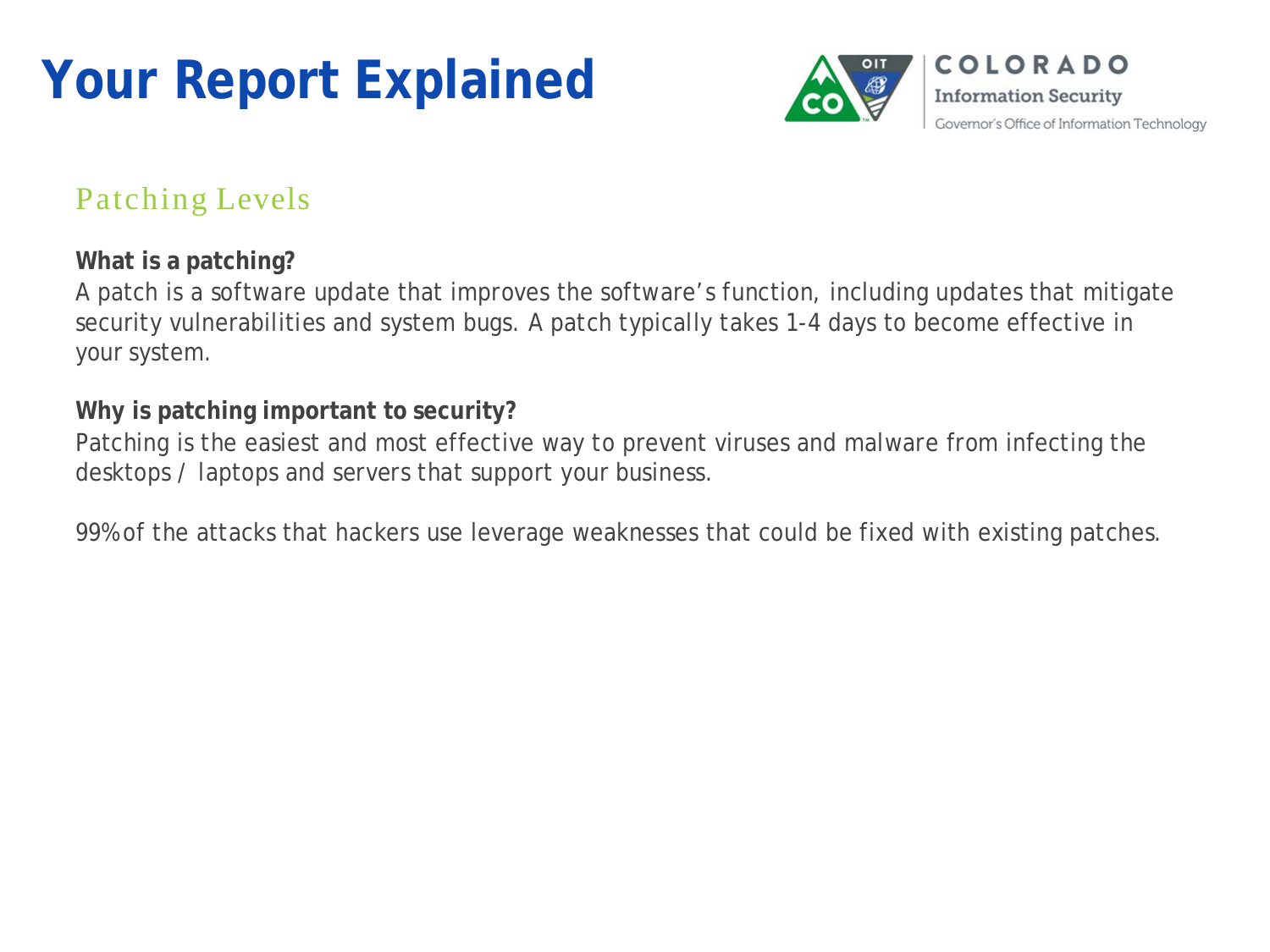# Your Report Explained

COLORADO
Information Security
Governor's Office of Information Technology

## Patching Levels

**What is a patching?**
A patch is a software update that improves the software's function, including updates that mitigate security vulnerabilities and system bugs. A patch typically takes 1-4 days to become effective in your system.

**Why is patching important to security?**
Patching is the easiest and most effective way to prevent viruses and malware from infecting the desktops / laptops and servers that support your business.

99% of the attacks that hackers use leverage weaknesses that could be fixed with existing patches.